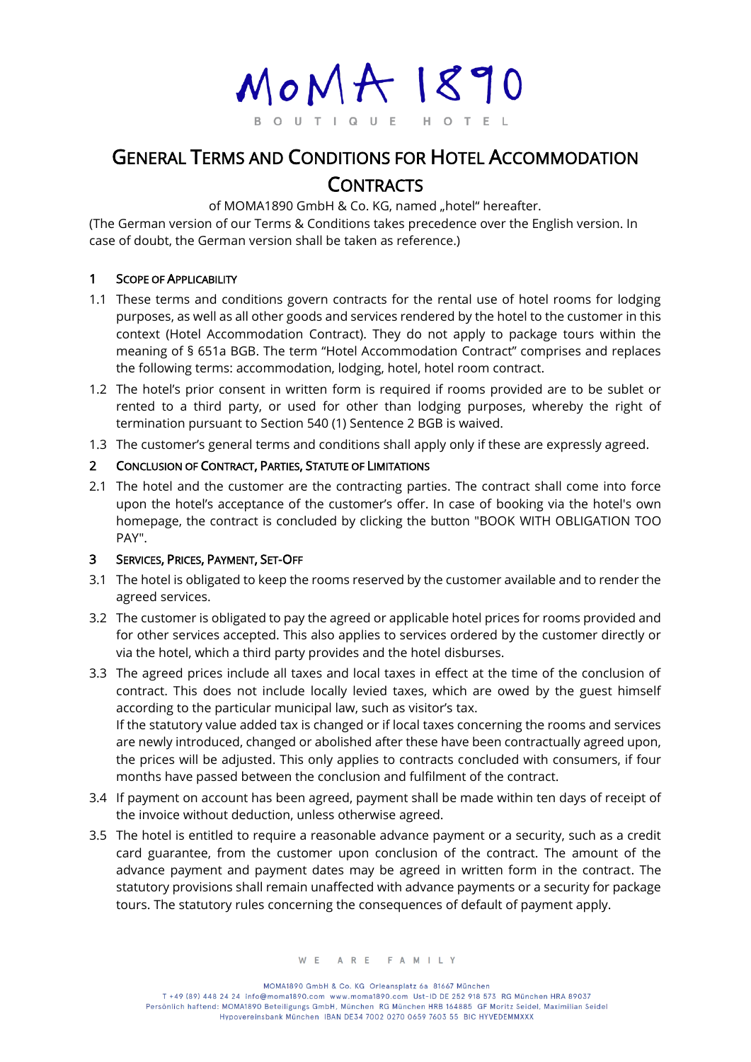# MoMA 1890

BOUTIQUE HOTEL

# General Terms and Conditions for Hotel Accommodation Contracts

of MOMA1890 GmbH & Co. KG, named „hotel" hereafter.

(The German version of our Terms & Conditions takes precedence over the English version. In case of doubt, the German version shall be taken as reference.)

## 1 Scope of Applicability

1.1 These terms and conditions govern contracts for the rental use of hotel rooms for lodging purposes, as well as all other goods and services rendered by the hotel to the customer in this context (Hotel Accommodation Contract). They do not apply to package tours within the meaning of § 651a BGB. The term "Hotel Accommodation Contract" comprises and replaces the following terms: accommodation, lodging, hotel, hotel room contract.

1.2 The hotel's prior consent in written form is required if rooms provided are to be sublet or rented to a third party, or used for other than lodging purposes, whereby the right of termination pursuant to Section 540 (1) Sentence 2 BGB is waived.

1.3 The customer's general terms and conditions shall apply only if these are expressly agreed.

## 2 Conclusion of Contract, Parties, Statute of Limitations

2.1 The hotel and the customer are the contracting parties. The contract shall come into force upon the hotel's acceptance of the customer's offer. In case of booking via the hotel's own homepage, the contract is concluded by clicking the button "BOOK WITH OBLIGATION TOO PAY".

## 3 Services, Prices, Payment, Set-Off

3.1 The hotel is obligated to keep the rooms reserved by the customer available and to render the agreed services.

3.2 The customer is obligated to pay the agreed or applicable hotel prices for rooms provided and for other services accepted. This also applies to services ordered by the customer directly or via the hotel, which a third party provides and the hotel disburses.

3.3 The agreed prices include all taxes and local taxes in effect at the time of the conclusion of contract. This does not include locally levied taxes, which are owed by the guest himself according to the particular municipal law, such as visitor's tax.
If the statutory value added tax is changed or if local taxes concerning the rooms and services are newly introduced, changed or abolished after these have been contractually agreed upon, the prices will be adjusted. This only applies to contracts concluded with consumers, if four months have passed between the conclusion and fulfilment of the contract.

3.4 If payment on account has been agreed, payment shall be made within ten days of receipt of the invoice without deduction, unless otherwise agreed.

3.5 The hotel is entitled to require a reasonable advance payment or a security, such as a credit card guarantee, from the customer upon conclusion of the contract. The amount of the advance payment and payment dates may be agreed in written form in the contract. The statutory provisions shall remain unaffected with advance payments or a security for package tours. The statutory rules concerning the consequences of default of payment apply.

WE ARE FAMILY

MOMA1890 GmbH & Co. KG Orleansplatz 6a 81667 München
T +49 (89) 448 24 24 info@moma1890.com www.moma1890.com Ust-ID DE 252 918 573 RG München HRA 89037
Persönlich haftend: MOMA1890 Beteiligungs GmbH, München RG München HRB 164885 GF Moritz Seidel, Maximilian Seidel
Hypovereinsbank München IBAN DE34 7002 0270 0659 7603 55 BIC HYVEDEMMXXX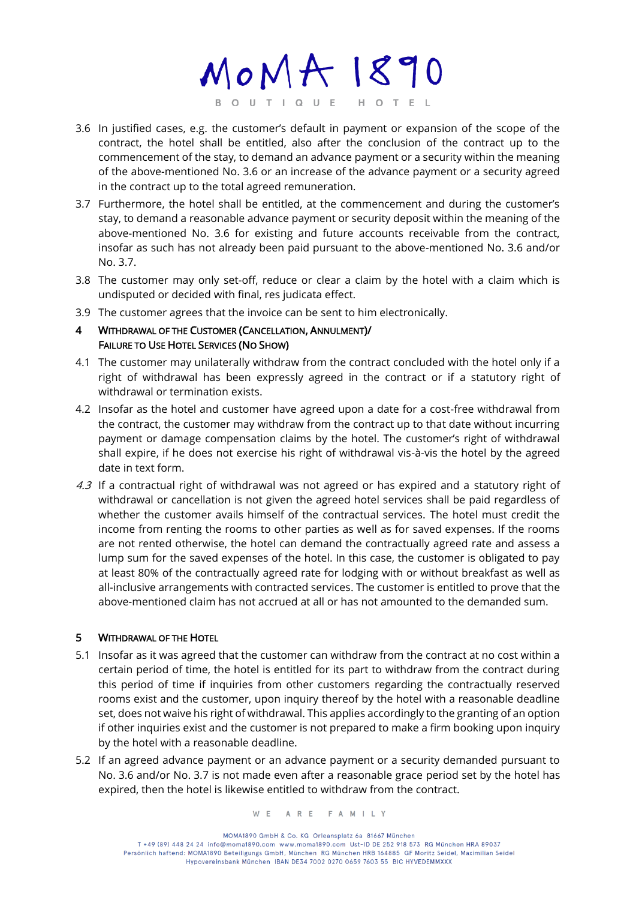3.6 In justified cases, e.g. the customer's default in payment or expansion of the scope of the contract, the hotel shall be entitled, also after the conclusion of the contract up to the commencement of the stay, to demand an advance payment or a security within the meaning of the above-mentioned No. 3.6 or an increase of the advance payment or a security agreed in the contract up to the total agreed remuneration.

3.7 Furthermore, the hotel shall be entitled, at the commencement and during the customer's stay, to demand a reasonable advance payment or security deposit within the meaning of the above-mentioned No. 3.6 for existing and future accounts receivable from the contract, insofar as such has not already been paid pursuant to the above-mentioned No. 3.6 and/or No. 3.7.

3.8 The customer may only set-off, reduce or clear a claim by the hotel with a claim which is undisputed or decided with final, res judicata effect.

3.9 The customer agrees that the invoice can be sent to him electronically.

## 4 Withdrawal of the Customer (Cancellation, Annulment)/ Failure to Use Hotel Services (No Show)

4.1 The customer may unilaterally withdraw from the contract concluded with the hotel only if a right of withdrawal has been expressly agreed in the contract or if a statutory right of withdrawal or termination exists.

4.2 Insofar as the hotel and customer have agreed upon a date for a cost-free withdrawal from the contract, the customer may withdraw from the contract up to that date without incurring payment or damage compensation claims by the hotel. The customer's right of withdrawal shall expire, if he does not exercise his right of withdrawal vis-à-vis the hotel by the agreed date in text form.

*4.3* If a contractual right of withdrawal was not agreed or has expired and a statutory right of withdrawal or cancellation is not given the agreed hotel services shall be paid regardless of whether the customer avails himself of the contractual services. The hotel must credit the income from renting the rooms to other parties as well as for saved expenses. If the rooms are not rented otherwise, the hotel can demand the contractually agreed rate and assess a lump sum for the saved expenses of the hotel. In this case, the customer is obligated to pay at least 80% of the contractually agreed rate for lodging with or without breakfast as well as all-inclusive arrangements with contracted services. The customer is entitled to prove that the above-mentioned claim has not accrued at all or has not amounted to the demanded sum.

## 5 Withdrawal of the Hotel

5.1 Insofar as it was agreed that the customer can withdraw from the contract at no cost within a certain period of time, the hotel is entitled for its part to withdraw from the contract during this period of time if inquiries from other customers regarding the contractually reserved rooms exist and the customer, upon inquiry thereof by the hotel with a reasonable deadline set, does not waive his right of withdrawal. This applies accordingly to the granting of an option if other inquiries exist and the customer is not prepared to make a firm booking upon inquiry by the hotel with a reasonable deadline.

5.2 If an agreed advance payment or an advance payment or a security demanded pursuant to No. 3.6 and/or No. 3.7 is not made even after a reasonable grace period set by the hotel has expired, then the hotel is likewise entitled to withdraw from the contract.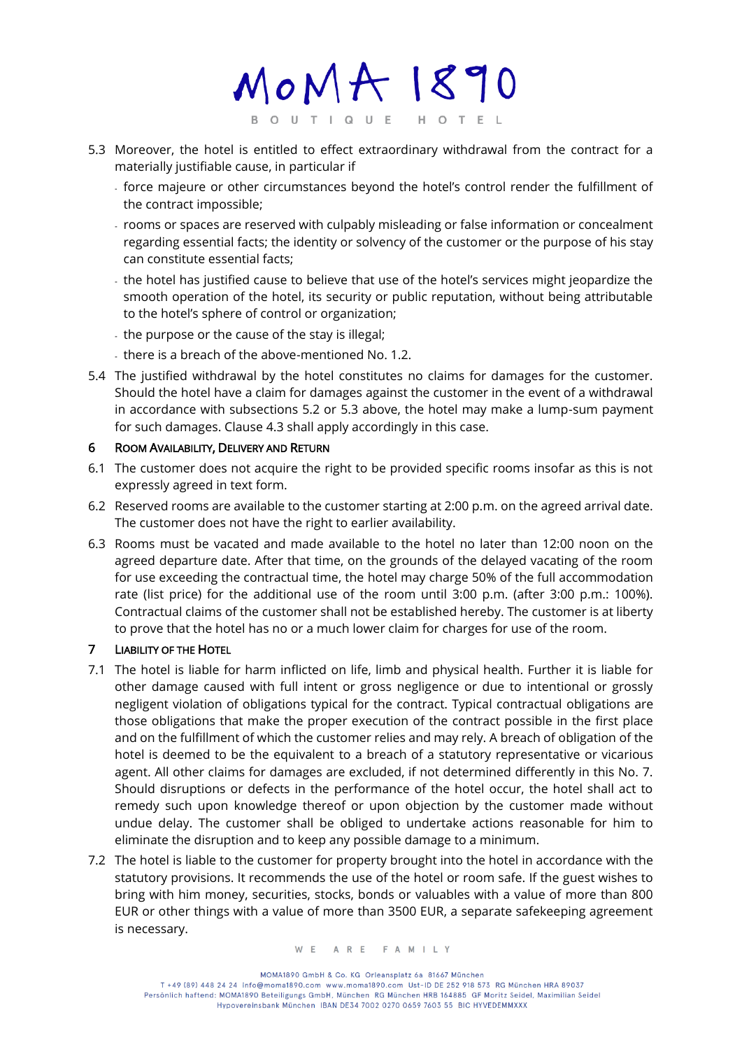5.3 Moreover, the hotel is entitled to effect extraordinary withdrawal from the contract for a materially justifiable cause, in particular if

- force majeure or other circumstances beyond the hotel's control render the fulfillment of the contract impossible;
- rooms or spaces are reserved with culpably misleading or false information or concealment regarding essential facts; the identity or solvency of the customer or the purpose of his stay can constitute essential facts;
- the hotel has justified cause to believe that use of the hotel's services might jeopardize the smooth operation of the hotel, its security or public reputation, without being attributable to the hotel's sphere of control or organization;
- the purpose or the cause of the stay is illegal;
- there is a breach of the above-mentioned No. 1.2.

5.4 The justified withdrawal by the hotel constitutes no claims for damages for the customer. Should the hotel have a claim for damages against the customer in the event of a withdrawal in accordance with subsections 5.2 or 5.3 above, the hotel may make a lump-sum payment for such damages. Clause 4.3 shall apply accordingly in this case.

## 6 Room Availability, Delivery and Return

6.1 The customer does not acquire the right to be provided specific rooms insofar as this is not expressly agreed in text form.

6.2 Reserved rooms are available to the customer starting at 2:00 p.m. on the agreed arrival date. The customer does not have the right to earlier availability.

6.3 Rooms must be vacated and made available to the hotel no later than 12:00 noon on the agreed departure date. After that time, on the grounds of the delayed vacating of the room for use exceeding the contractual time, the hotel may charge 50% of the full accommodation rate (list price) for the additional use of the room until 3:00 p.m. (after 3:00 p.m.: 100%). Contractual claims of the customer shall not be established hereby. The customer is at liberty to prove that the hotel has no or a much lower claim for charges for use of the room.

## 7 Liability of the Hotel

7.1 The hotel is liable for harm inflicted on life, limb and physical health. Further it is liable for other damage caused with full intent or gross negligence or due to intentional or grossly negligent violation of obligations typical for the contract. Typical contractual obligations are those obligations that make the proper execution of the contract possible in the first place and on the fulfillment of which the customer relies and may rely. A breach of obligation of the hotel is deemed to be the equivalent to a breach of a statutory representative or vicarious agent. All other claims for damages are excluded, if not determined differently in this No. 7. Should disruptions or defects in the performance of the hotel occur, the hotel shall act to remedy such upon knowledge thereof or upon objection by the customer made without undue delay. The customer shall be obliged to undertake actions reasonable for him to eliminate the disruption and to keep any possible damage to a minimum.

7.2 The hotel is liable to the customer for property brought into the hotel in accordance with the statutory provisions. It recommends the use of the hotel or room safe. If the guest wishes to bring with him money, securities, stocks, bonds or valuables with a value of more than 800 EUR or other things with a value of more than 3500 EUR, a separate safekeeping agreement is necessary.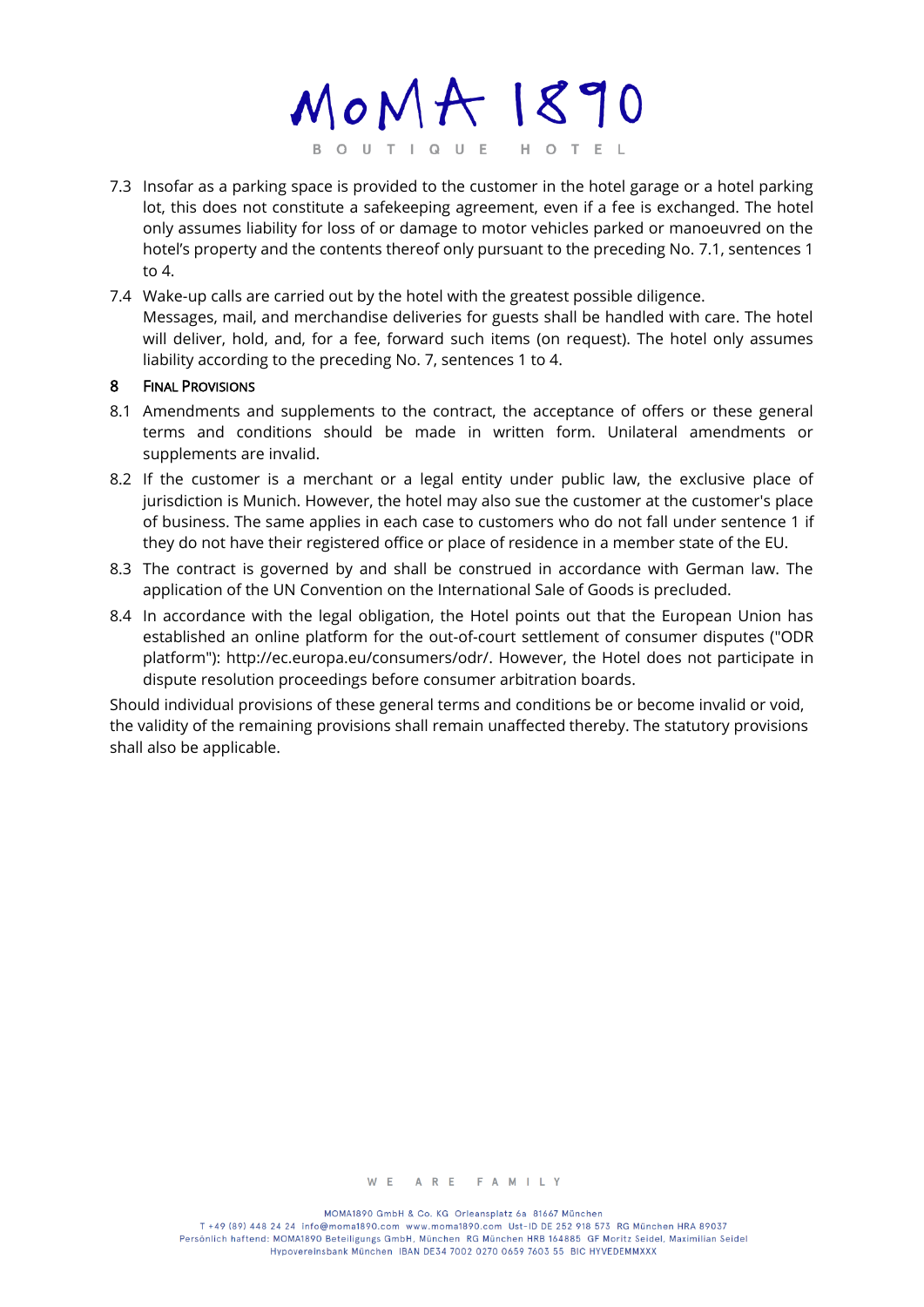7.3 Insofar as a parking space is provided to the customer in the hotel garage or a hotel parking lot, this does not constitute a safekeeping agreement, even if a fee is exchanged. The hotel only assumes liability for loss of or damage to motor vehicles parked or manoeuvred on the hotel's property and the contents thereof only pursuant to the preceding No. 7.1, sentences 1 to 4.

7.4 Wake-up calls are carried out by the hotel with the greatest possible diligence.
Messages, mail, and merchandise deliveries for guests shall be handled with care. The hotel will deliver, hold, and, for a fee, forward such items (on request). The hotel only assumes liability according to the preceding No. 7, sentences 1 to 4.

## 8 Final Provisions

8.1 Amendments and supplements to the contract, the acceptance of offers or these general terms and conditions should be made in written form. Unilateral amendments or supplements are invalid.

8.2 If the customer is a merchant or a legal entity under public law, the exclusive place of jurisdiction is Munich. However, the hotel may also sue the customer at the customer's place of business. The same applies in each case to customers who do not fall under sentence 1 if they do not have their registered office or place of residence in a member state of the EU.

8.3 The contract is governed by and shall be construed in accordance with German law. The application of the UN Convention on the International Sale of Goods is precluded.

8.4 In accordance with the legal obligation, the Hotel points out that the European Union has established an online platform for the out-of-court settlement of consumer disputes ("ODR platform"): http://ec.europa.eu/consumers/odr/. However, the Hotel does not participate in dispute resolution proceedings before consumer arbitration boards.

Should individual provisions of these general terms and conditions be or become invalid or void, the validity of the remaining provisions shall remain unaffected thereby. The statutory provisions shall also be applicable.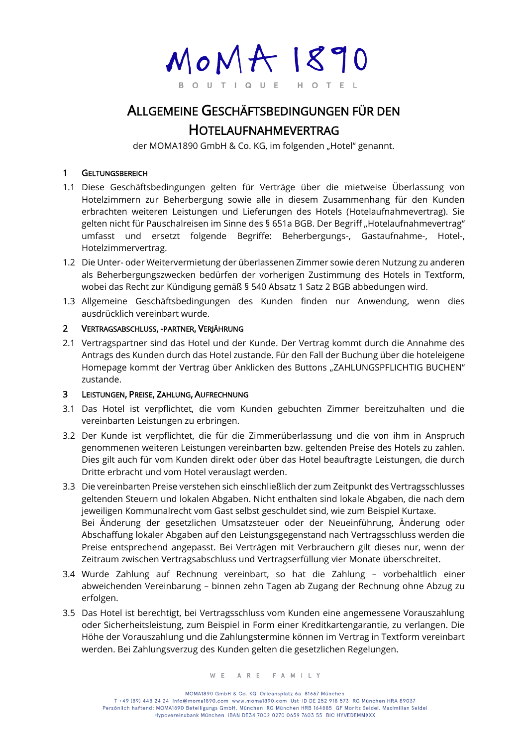# Allgemeine Geschäftsbedingungen für den Hotelaufnahmevertrag

der MOMA1890 GmbH & Co. KG, im folgenden „Hotel" genannt.

## 1 Geltungsbereich

1.1 Diese Geschäftsbedingungen gelten für Verträge über die mietweise Überlassung von Hotelzimmern zur Beherbergung sowie alle in diesem Zusammenhang für den Kunden erbrachten weiteren Leistungen und Lieferungen des Hotels (Hotelaufnahmevertrag). Sie gelten nicht für Pauschalreisen im Sinne des § 651a BGB. Der Begriff „Hotelaufnahmevertrag" umfasst und ersetzt folgende Begriffe: Beherbergungs-, Gastaufnahme-, Hotel-, Hotelzimmervertrag.

1.2 Die Unter- oder Weitervermietung der überlassenen Zimmer sowie deren Nutzung zu anderen als Beherbergungszwecken bedürfen der vorherigen Zustimmung des Hotels in Textform, wobei das Recht zur Kündigung gemäß § 540 Absatz 1 Satz 2 BGB abbedungen wird.

1.3 Allgemeine Geschäftsbedingungen des Kunden finden nur Anwendung, wenn dies ausdrücklich vereinbart wurde.

## 2 Vertragsabschluss, -partner, Verjährung

2.1 Vertragspartner sind das Hotel und der Kunde. Der Vertrag kommt durch die Annahme des Antrags des Kunden durch das Hotel zustande. Für den Fall der Buchung über die hoteleigene Homepage kommt der Vertrag über Anklicken des Buttons „ZAHLUNGSPFLICHTIG BUCHEN" zustande.

## 3 Leistungen, Preise, Zahlung, Aufrechnung

3.1 Das Hotel ist verpflichtet, die vom Kunden gebuchten Zimmer bereitzuhalten und die vereinbarten Leistungen zu erbringen.

3.2 Der Kunde ist verpflichtet, die für die Zimmerüberlassung und die von ihm in Anspruch genommenen weiteren Leistungen vereinbarten bzw. geltenden Preise des Hotels zu zahlen. Dies gilt auch für vom Kunden direkt oder über das Hotel beauftragte Leistungen, die durch Dritte erbracht und vom Hotel verauslagt werden.

3.3 Die vereinbarten Preise verstehen sich einschließlich der zum Zeitpunkt des Vertragsschlusses geltenden Steuern und lokalen Abgaben. Nicht enthalten sind lokale Abgaben, die nach dem jeweiligen Kommunalrecht vom Gast selbst geschuldet sind, wie zum Beispiel Kurtaxe.
Bei Änderung der gesetzlichen Umsatzsteuer oder der Neueinführung, Änderung oder Abschaffung lokaler Abgaben auf den Leistungsgegenstand nach Vertragsschluss werden die Preise entsprechend angepasst. Bei Verträgen mit Verbrauchern gilt dieses nur, wenn der Zeitraum zwischen Vertragsabschluss und Vertragserfüllung vier Monate überschreitet.

3.4 Wurde Zahlung auf Rechnung vereinbart, so hat die Zahlung – vorbehaltlich einer abweichenden Vereinbarung – binnen zehn Tagen ab Zugang der Rechnung ohne Abzug zu erfolgen.

3.5 Das Hotel ist berechtigt, bei Vertragsschluss vom Kunden eine angemessene Vorauszahlung oder Sicherheitsleistung, zum Beispiel in Form einer Kreditkartengarantie, zu verlangen. Die Höhe der Vorauszahlung und die Zahlungstermine können im Vertrag in Textform vereinbart werden. Bei Zahlungsverzug des Kunden gelten die gesetzlichen Regelungen.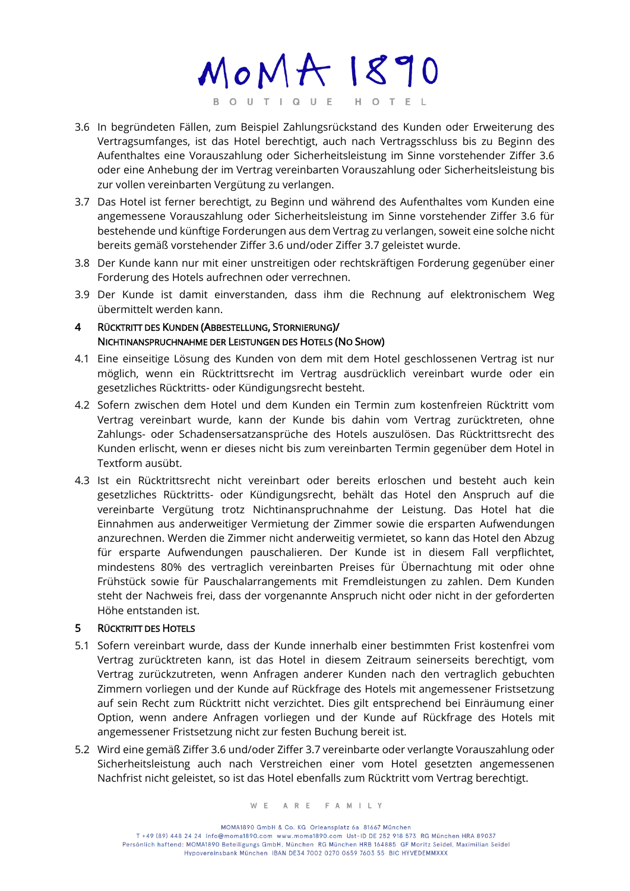3.6 In begründeten Fällen, zum Beispiel Zahlungsrückstand des Kunden oder Erweiterung des Vertragsumfanges, ist das Hotel berechtigt, auch nach Vertragsschluss bis zu Beginn des Aufenthaltes eine Vorauszahlung oder Sicherheitsleistung im Sinne vorstehender Ziffer 3.6 oder eine Anhebung der im Vertrag vereinbarten Vorauszahlung oder Sicherheitsleistung bis zur vollen vereinbarten Vergütung zu verlangen.

3.7 Das Hotel ist ferner berechtigt, zu Beginn und während des Aufenthaltes vom Kunden eine angemessene Vorauszahlung oder Sicherheitsleistung im Sinne vorstehender Ziffer 3.6 für bestehende und künftige Forderungen aus dem Vertrag zu verlangen, soweit eine solche nicht bereits gemäß vorstehender Ziffer 3.6 und/oder Ziffer 3.7 geleistet wurde.

3.8 Der Kunde kann nur mit einer unstreitigen oder rechtskräftigen Forderung gegenüber einer Forderung des Hotels aufrechnen oder verrechnen.

3.9 Der Kunde ist damit einverstanden, dass ihm die Rechnung auf elektronischem Weg übermittelt werden kann.

## 4 Rücktritt des Kunden (Abbestellung, Stornierung)/ Nichtinanspruchnahme der Leistungen des Hotels (No Show)

4.1 Eine einseitige Lösung des Kunden von dem mit dem Hotel geschlossenen Vertrag ist nur möglich, wenn ein Rücktrittsrecht im Vertrag ausdrücklich vereinbart wurde oder ein gesetzliches Rücktritts- oder Kündigungsrecht besteht.

4.2 Sofern zwischen dem Hotel und dem Kunden ein Termin zum kostenfreien Rücktritt vom Vertrag vereinbart wurde, kann der Kunde bis dahin vom Vertrag zurücktreten, ohne Zahlungs- oder Schadensersatzansprüche des Hotels auszulösen. Das Rücktrittsrecht des Kunden erlischt, wenn er dieses nicht bis zum vereinbarten Termin gegenüber dem Hotel in Textform ausübt.

4.3 Ist ein Rücktrittsrecht nicht vereinbart oder bereits erloschen und besteht auch kein gesetzliches Rücktritts- oder Kündigungsrecht, behält das Hotel den Anspruch auf die vereinbarte Vergütung trotz Nichtinanspruchnahme der Leistung. Das Hotel hat die Einnahmen aus anderweitiger Vermietung der Zimmer sowie die ersparten Aufwendungen anzurechnen. Werden die Zimmer nicht anderweitig vermietet, so kann das Hotel den Abzug für ersparte Aufwendungen pauschalieren. Der Kunde ist in diesem Fall verpflichtet, mindestens 80% des vertraglich vereinbarten Preises für Übernachtung mit oder ohne Frühstück sowie für Pauschalarrangements mit Fremdleistungen zu zahlen. Dem Kunden steht der Nachweis frei, dass der vorgenannte Anspruch nicht oder nicht in der geforderten Höhe entstanden ist.

## 5 Rücktritt des Hotels

5.1 Sofern vereinbart wurde, dass der Kunde innerhalb einer bestimmten Frist kostenfrei vom Vertrag zurücktreten kann, ist das Hotel in diesem Zeitraum seinerseits berechtigt, vom Vertrag zurückzutreten, wenn Anfragen anderer Kunden nach den vertraglich gebuchten Zimmern vorliegen und der Kunde auf Rückfrage des Hotels mit angemessener Fristsetzung auf sein Recht zum Rücktritt nicht verzichtet. Dies gilt entsprechend bei Einräumung einer Option, wenn andere Anfragen vorliegen und der Kunde auf Rückfrage des Hotels mit angemessener Fristsetzung nicht zur festen Buchung bereit ist.

5.2 Wird eine gemäß Ziffer 3.6 und/oder Ziffer 3.7 vereinbarte oder verlangte Vorauszahlung oder Sicherheitsleistung auch nach Verstreichen einer vom Hotel gesetzten angemessenen Nachfrist nicht geleistet, so ist das Hotel ebenfalls zum Rücktritt vom Vertrag berechtigt.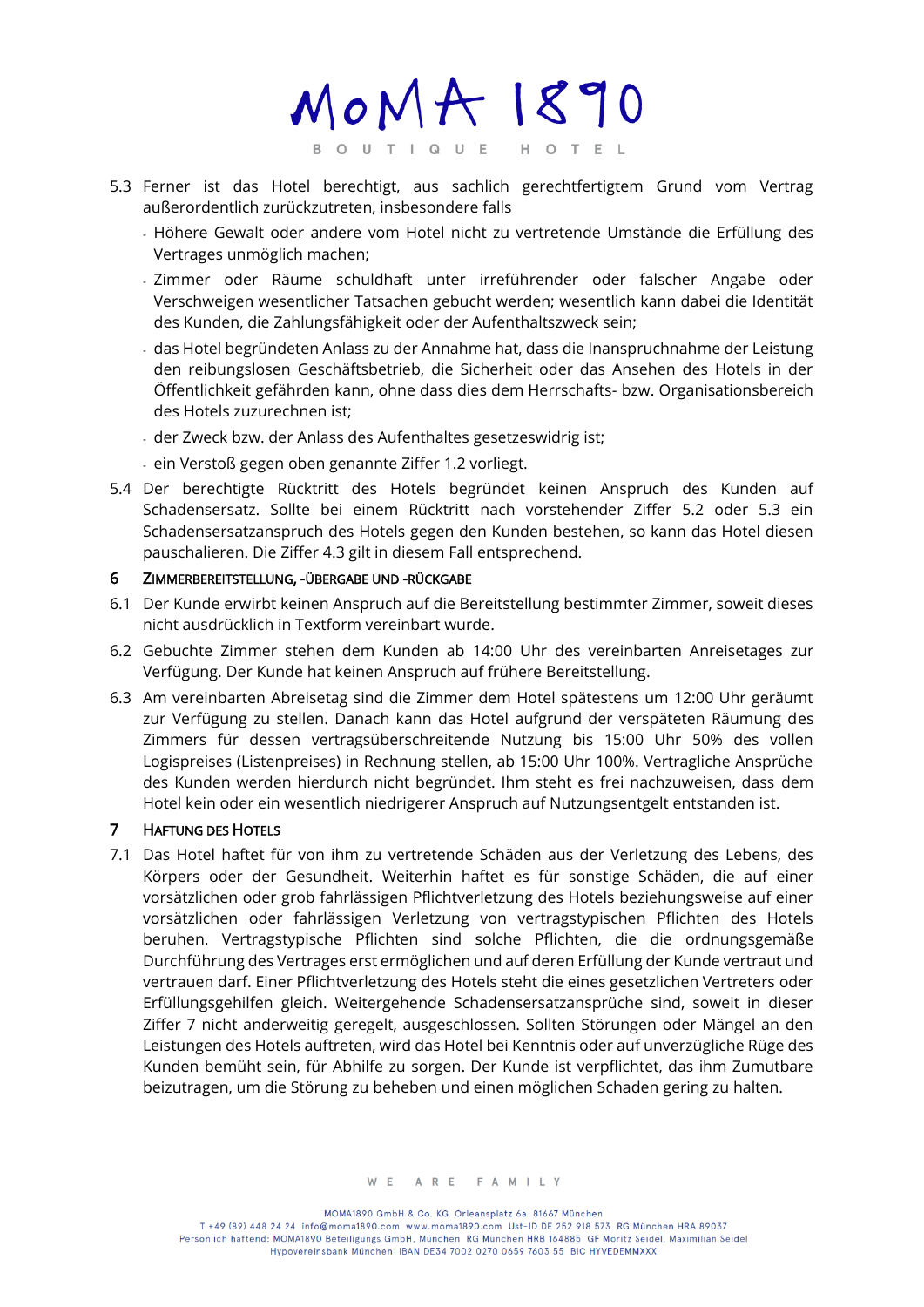5.3 Ferner ist das Hotel berechtigt, aus sachlich gerechtfertigtem Grund vom Vertrag außerordentlich zurückzutreten, insbesondere falls

- Höhere Gewalt oder andere vom Hotel nicht zu vertretende Umstände die Erfüllung des Vertrages unmöglich machen;
- Zimmer oder Räume schuldhaft unter irreführender oder falscher Angabe oder Verschweigen wesentlicher Tatsachen gebucht werden; wesentlich kann dabei die Identität des Kunden, die Zahlungsfähigkeit oder der Aufenthaltszweck sein;
- das Hotel begründeten Anlass zu der Annahme hat, dass die Inanspruchnahme der Leistung den reibungslosen Geschäftsbetrieb, die Sicherheit oder das Ansehen des Hotels in der Öffentlichkeit gefährden kann, ohne dass dies dem Herrschafts- bzw. Organisationsbereich des Hotels zuzurechnen ist;
- der Zweck bzw. der Anlass des Aufenthaltes gesetzeswidrig ist;
- ein Verstoß gegen oben genannte Ziffer 1.2 vorliegt.

5.4 Der berechtigte Rücktritt des Hotels begründet keinen Anspruch des Kunden auf Schadensersatz. Sollte bei einem Rücktritt nach vorstehender Ziffer 5.2 oder 5.3 ein Schadensersatzanspruch des Hotels gegen den Kunden bestehen, so kann das Hotel diesen pauschalieren. Die Ziffer 4.3 gilt in diesem Fall entsprechend.

## 6 Zimmerbereitstellung, -übergabe und -rückgabe

6.1 Der Kunde erwirbt keinen Anspruch auf die Bereitstellung bestimmter Zimmer, soweit dieses nicht ausdrücklich in Textform vereinbart wurde.

6.2 Gebuchte Zimmer stehen dem Kunden ab 14:00 Uhr des vereinbarten Anreisetages zur Verfügung. Der Kunde hat keinen Anspruch auf frühere Bereitstellung.

6.3 Am vereinbarten Abreisetag sind die Zimmer dem Hotel spätestens um 12:00 Uhr geräumt zur Verfügung zu stellen. Danach kann das Hotel aufgrund der verspäteten Räumung des Zimmers für dessen vertragsüberschreitende Nutzung bis 15:00 Uhr 50% des vollen Logispreises (Listenpreises) in Rechnung stellen, ab 15:00 Uhr 100%. Vertragliche Ansprüche des Kunden werden hierdurch nicht begründet. Ihm steht es frei nachzuweisen, dass dem Hotel kein oder ein wesentlich niedrigerer Anspruch auf Nutzungsentgelt entstanden ist.

## 7 Haftung des Hotels

7.1 Das Hotel haftet für von ihm zu vertretende Schäden aus der Verletzung des Lebens, des Körpers oder der Gesundheit. Weiterhin haftet es für sonstige Schäden, die auf einer vorsätzlichen oder grob fahrlässigen Pflichtverletzung des Hotels beziehungsweise auf einer vorsätzlichen oder fahrlässigen Verletzung von vertragstypischen Pflichten des Hotels beruhen. Vertragstypische Pflichten sind solche Pflichten, die die ordnungsgemäße Durchführung des Vertrages erst ermöglichen und auf deren Erfüllung der Kunde vertraut und vertrauen darf. Einer Pflichtverletzung des Hotels steht die eines gesetzlichen Vertreters oder Erfüllungsgehilfen gleich. Weitergehende Schadensersatzansprüche sind, soweit in dieser Ziffer 7 nicht anderweitig geregelt, ausgeschlossen. Sollten Störungen oder Mängel an den Leistungen des Hotels auftreten, wird das Hotel bei Kenntnis oder auf unverzügliche Rüge des Kunden bemüht sein, für Abhilfe zu sorgen. Der Kunde ist verpflichtet, das ihm Zumutbare beizutragen, um die Störung zu beheben und einen möglichen Schaden gering zu halten.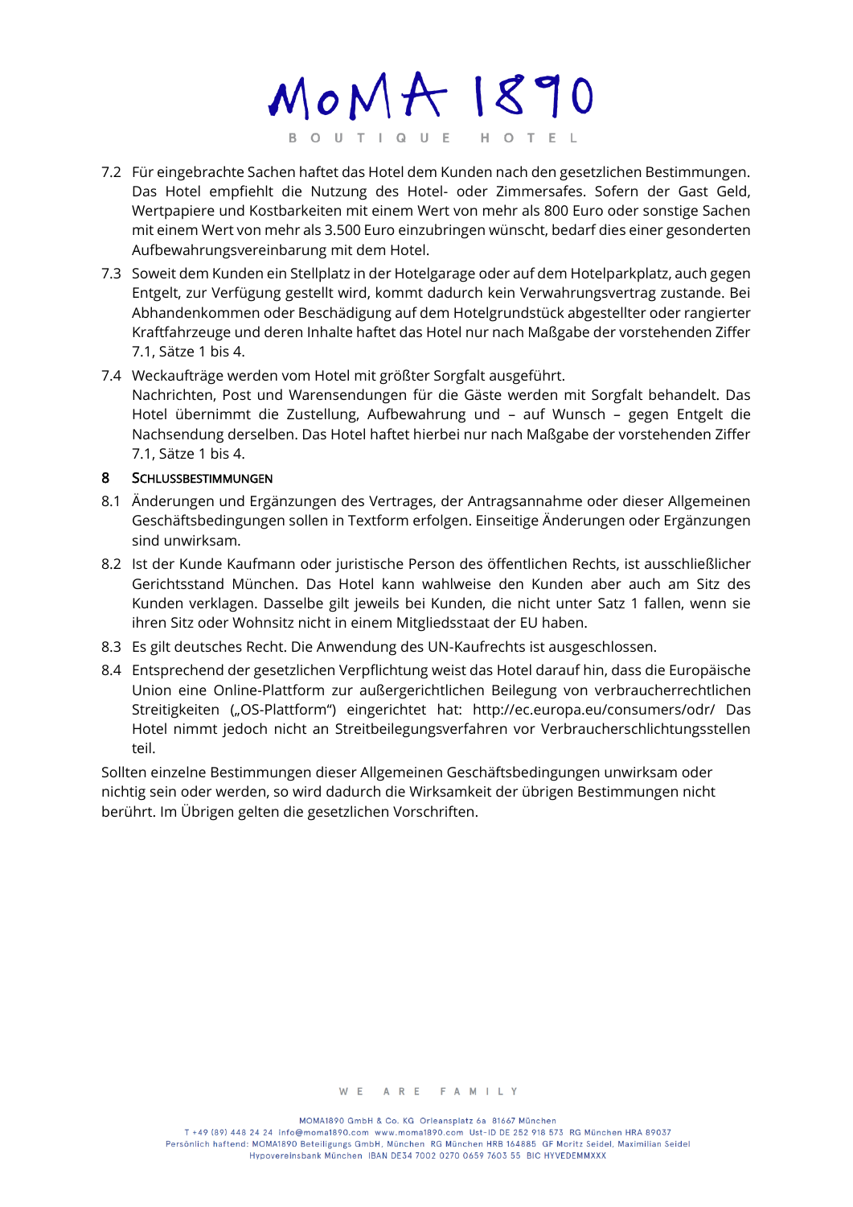7.2 Für eingebrachte Sachen haftet das Hotel dem Kunden nach den gesetzlichen Bestimmungen. Das Hotel empfiehlt die Nutzung des Hotel- oder Zimmersafes. Sofern der Gast Geld, Wertpapiere und Kostbarkeiten mit einem Wert von mehr als 800 Euro oder sonstige Sachen mit einem Wert von mehr als 3.500 Euro einzubringen wünscht, bedarf dies einer gesonderten Aufbewahrungsvereinbarung mit dem Hotel.

7.3 Soweit dem Kunden ein Stellplatz in der Hotelgarage oder auf dem Hotelparkplatz, auch gegen Entgelt, zur Verfügung gestellt wird, kommt dadurch kein Verwahrungsvertrag zustande. Bei Abhandenkommen oder Beschädigung auf dem Hotelgrundstück abgestellter oder rangierter Kraftfahrzeuge und deren Inhalte haftet das Hotel nur nach Maßgabe der vorstehenden Ziffer 7.1, Sätze 1 bis 4.

7.4 Weckaufträge werden vom Hotel mit größter Sorgfalt ausgeführt.
Nachrichten, Post und Warensendungen für die Gäste werden mit Sorgfalt behandelt. Das Hotel übernimmt die Zustellung, Aufbewahrung und – auf Wunsch – gegen Entgelt die Nachsendung derselben. Das Hotel haftet hierbei nur nach Maßgabe der vorstehenden Ziffer 7.1, Sätze 1 bis 4.

## 8 Schlussbestimmungen

8.1 Änderungen und Ergänzungen des Vertrages, der Antragsannahme oder dieser Allgemeinen Geschäftsbedingungen sollen in Textform erfolgen. Einseitige Änderungen oder Ergänzungen sind unwirksam.

8.2 Ist der Kunde Kaufmann oder juristische Person des öffentlichen Rechts, ist ausschließlicher Gerichtsstand München. Das Hotel kann wahlweise den Kunden aber auch am Sitz des Kunden verklagen. Dasselbe gilt jeweils bei Kunden, die nicht unter Satz 1 fallen, wenn sie ihren Sitz oder Wohnsitz nicht in einem Mitgliedsstaat der EU haben.

8.3 Es gilt deutsches Recht. Die Anwendung des UN-Kaufrechts ist ausgeschlossen.

8.4 Entsprechend der gesetzlichen Verpflichtung weist das Hotel darauf hin, dass die Europäische Union eine Online-Plattform zur außergerichtlichen Beilegung von verbraucherrechtlichen Streitigkeiten („OS-Plattform") eingerichtet hat: http://ec.europa.eu/consumers/odr/ Das Hotel nimmt jedoch nicht an Streitbeilegungsverfahren vor Verbraucherschlichtungsstellen teil.

Sollten einzelne Bestimmungen dieser Allgemeinen Geschäftsbedingungen unwirksam oder nichtig sein oder werden, so wird dadurch die Wirksamkeit der übrigen Bestimmungen nicht berührt. Im Übrigen gelten die gesetzlichen Vorschriften.